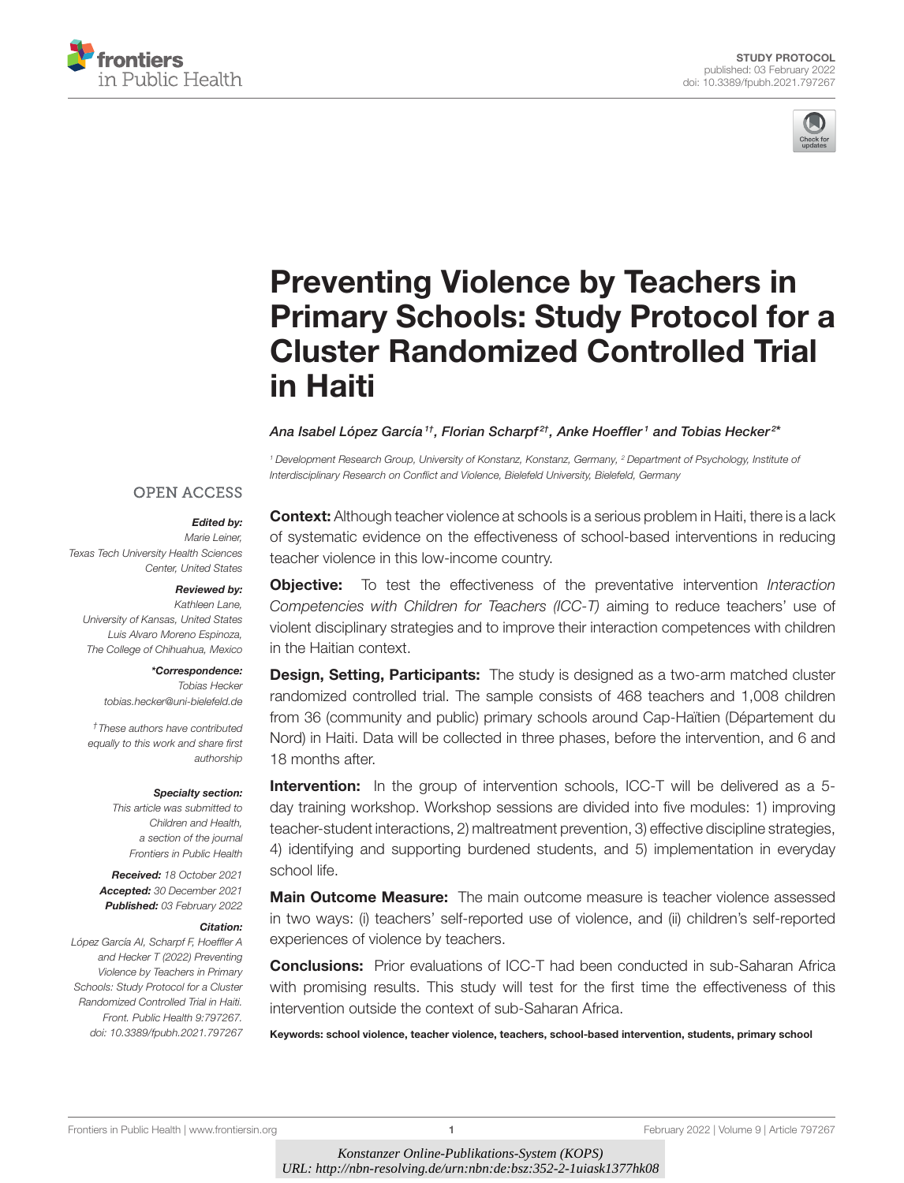STUDY PROTOCOL
published: 03 February 2022
doi: 10.3389/fpubh.2021.797267

# Preventing Violence by Teachers in Primary Schools: Study Protocol for a Cluster Randomized Controlled Trial in Haiti

*Ana Isabel López García[1†], Florian Scharpf[2†], Anke Hoeffler[1] and Tobias Hecker[2*]*

[1] Development Research Group, University of Konstanz, Konstanz, Germany, [2] Department of Psychology, Institute of Interdisciplinary Research on Conflict and Violence, Bielefeld University, Bielefeld, Germany

OPEN ACCESS

***Edited by:***
Marie Leiner,
Texas Tech University Health Sciences Center, United States

***Reviewed by:***
Kathleen Lane,
University of Kansas, United States
Luis Alvaro Moreno Espinoza,
The College of Chihuahua, Mexico

***\*Correspondence:***
Tobias Hecker
tobias.hecker@uni-bielefeld.de

†These authors have contributed equally to this work and share first authorship

***Specialty section:***
This article was submitted to Children and Health, a section of the journal Frontiers in Public Health

***Received:*** 18 October 2021
***Accepted:*** 30 December 2021
***Published:*** 03 February 2022

***Citation:***
López García AI, Scharpf F, Hoeffler A and Hecker T (2022) Preventing Violence by Teachers in Primary Schools: Study Protocol for a Cluster Randomized Controlled Trial in Haiti. Front. Public Health 9:797267. doi: 10.3389/fpubh.2021.797267

**Context:** Although teacher violence at schools is a serious problem in Haiti, there is a lack of systematic evidence on the effectiveness of school-based interventions in reducing teacher violence in this low-income country.

**Objective:** To test the effectiveness of the preventative intervention *Interaction Competencies with Children for Teachers (ICC-T)* aiming to reduce teachers' use of violent disciplinary strategies and to improve their interaction competences with children in the Haitian context.

**Design, Setting, Participants:** The study is designed as a two-arm matched cluster randomized controlled trial. The sample consists of 468 teachers and 1,008 children from 36 (community and public) primary schools around Cap-Haïtien (Département du Nord) in Haiti. Data will be collected in three phases, before the intervention, and 6 and 18 months after.

**Intervention:** In the group of intervention schools, ICC-T will be delivered as a 5-day training workshop. Workshop sessions are divided into five modules: 1) improving teacher-student interactions, 2) maltreatment prevention, 3) effective discipline strategies, 4) identifying and supporting burdened students, and 5) implementation in everyday school life.

**Main Outcome Measure:** The main outcome measure is teacher violence assessed in two ways: (i) teachers' self-reported use of violence, and (ii) children's self-reported experiences of violence by teachers.

**Conclusions:** Prior evaluations of ICC-T had been conducted in sub-Saharan Africa with promising results. This study will test for the first time the effectiveness of this intervention outside the context of sub-Saharan Africa.

**Keywords: school violence, teacher violence, teachers, school-based intervention, students, primary school**

*Konstanzer Online-Publikations-System (KOPS)*
*URL: http://nbn-resolving.de/urn:nbn:de:bsz:352-2-1uiask1377hk08*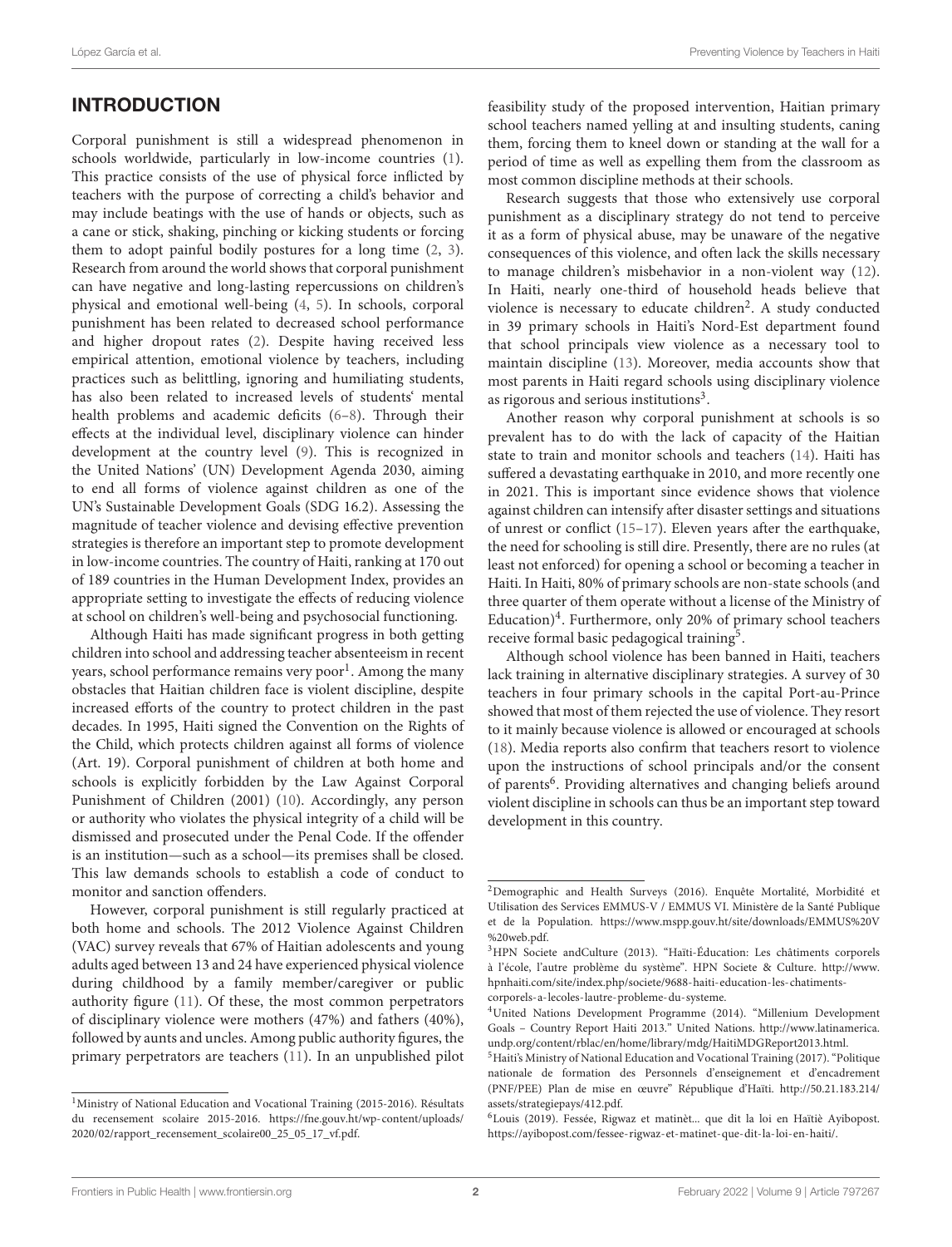## INTRODUCTION

Corporal punishment is still a widespread phenomenon in schools worldwide, particularly in low-income countries (1). This practice consists of the use of physical force inflicted by teachers with the purpose of correcting a child's behavior and may include beatings with the use of hands or objects, such as a cane or stick, shaking, pinching or kicking students or forcing them to adopt painful bodily postures for a long time (2, 3). Research from around the world shows that corporal punishment can have negative and long-lasting repercussions on children's physical and emotional well-being (4, 5). In schools, corporal punishment has been related to decreased school performance and higher dropout rates (2). Despite having received less empirical attention, emotional violence by teachers, including practices such as belittling, ignoring and humiliating students, has also been related to increased levels of students' mental health problems and academic deficits (6–8). Through their effects at the individual level, disciplinary violence can hinder development at the country level (9). This is recognized in the United Nations' (UN) Development Agenda 2030, aiming to end all forms of violence against children as one of the UN's Sustainable Development Goals (SDG 16.2). Assessing the magnitude of teacher violence and devising effective prevention strategies is therefore an important step to promote development in low-income countries. The country of Haiti, ranking at 170 out of 189 countries in the Human Development Index, provides an appropriate setting to investigate the effects of reducing violence at school on children's well-being and psychosocial functioning.

Although Haiti has made significant progress in both getting children into school and addressing teacher absenteeism in recent years, school performance remains very poor[1]. Among the many obstacles that Haitian children face is violent discipline, despite increased efforts of the country to protect children in the past decades. In 1995, Haiti signed the Convention on the Rights of the Child, which protects children against all forms of violence (Art. 19). Corporal punishment of children at both home and schools is explicitly forbidden by the Law Against Corporal Punishment of Children (2001) (10). Accordingly, any person or authority who violates the physical integrity of a child will be dismissed and prosecuted under the Penal Code. If the offender is an institution—such as a school—its premises shall be closed. This law demands schools to establish a code of conduct to monitor and sanction offenders.

However, corporal punishment is still regularly practiced at both home and schools. The 2012 Violence Against Children (VAC) survey reveals that 67% of Haitian adolescents and young adults aged between 13 and 24 have experienced physical violence during childhood by a family member/caregiver or public authority figure (11). Of these, the most common perpetrators of disciplinary violence were mothers (47%) and fathers (40%), followed by aunts and uncles. Among public authority figures, the primary perpetrators are teachers (11). In an unpublished pilot feasibility study of the proposed intervention, Haitian primary school teachers named yelling at and insulting students, caning them, forcing them to kneel down or standing at the wall for a period of time as well as expelling them from the classroom as most common discipline methods at their schools.

Research suggests that those who extensively use corporal punishment as a disciplinary strategy do not tend to perceive it as a form of physical abuse, may be unaware of the negative consequences of this violence, and often lack the skills necessary to manage children's misbehavior in a non-violent way (12). In Haiti, nearly one-third of household heads believe that violence is necessary to educate children[2]. A study conducted in 39 primary schools in Haiti's Nord-Est department found that school principals view violence as a necessary tool to maintain discipline (13). Moreover, media accounts show that most parents in Haiti regard schools using disciplinary violence as rigorous and serious institutions[3].

Another reason why corporal punishment at schools is so prevalent has to do with the lack of capacity of the Haitian state to train and monitor schools and teachers (14). Haiti has suffered a devastating earthquake in 2010, and more recently one in 2021. This is important since evidence shows that violence against children can intensify after disaster settings and situations of unrest or conflict (15–17). Eleven years after the earthquake, the need for schooling is still dire. Presently, there are no rules (at least not enforced) for opening a school or becoming a teacher in Haiti. In Haiti, 80% of primary schools are non-state schools (and three quarter of them operate without a license of the Ministry of Education)[4]. Furthermore, only 20% of primary school teachers receive formal basic pedagogical training[5].

Although school violence has been banned in Haiti, teachers lack training in alternative disciplinary strategies. A survey of 30 teachers in four primary schools in the capital Port-au-Prince showed that most of them rejected the use of violence. They resort to it mainly because violence is allowed or encouraged at schools (18). Media reports also confirm that teachers resort to violence upon the instructions of school principals and/or the consent of parents[6]. Providing alternatives and changing beliefs around violent discipline in schools can thus be an important step toward development in this country.

---

[1] Ministry of National Education and Vocational Training (2015-2016). Résultats du recensement scolaire 2015-2016. https://fne.gouv.ht/wp-content/uploads/2020/02/rapport_recensement_scolaire00_25_05_17_vf.pdf.

[2] Demographic and Health Surveys (2016). Enquête Mortalité, Morbidité et Utilisation des Services EMMUS-V / EMMUS VI. Ministère de la Santé Publique et de la Population. https://www.mspp.gouv.ht/site/downloads/EMMUS%20V%20web.pdf.

[3] HPN Societe andCulture (2013). "Haïti-Éducation: Les châtiments corporels à l'école, l'autre problème du système". HPN Societe & Culture. http://www.hpnhaiti.com/site/index.php/societe/9688-haiti-education-les-chatiments-corporels-a-lecoles-lautre-probleme-du-systeme.

[4] United Nations Development Programme (2014). "Millenium Development Goals – Country Report Haiti 2013." United Nations. http://www.latinamerica.undp.org/content/rblac/en/home/library/mdg/HaitiMDGReport2013.html.

[5] Haiti's Ministry of National Education and Vocational Training (2017). "Politique nationale de formation des Personnels d'enseignement et d'encadrement (PNF/PEE) Plan de mise en œuvre" République d'Haïti. http://50.21.183.214/assets/strategiepays/412.pdf.

[6] Louis (2019). Fessée, Rigwaz et matinèt... que dit la loi en Haïtiè Ayibopost. https://ayibopost.com/fessee-rigwaz-et-matinet-que-dit-la-loi-en-haiti/.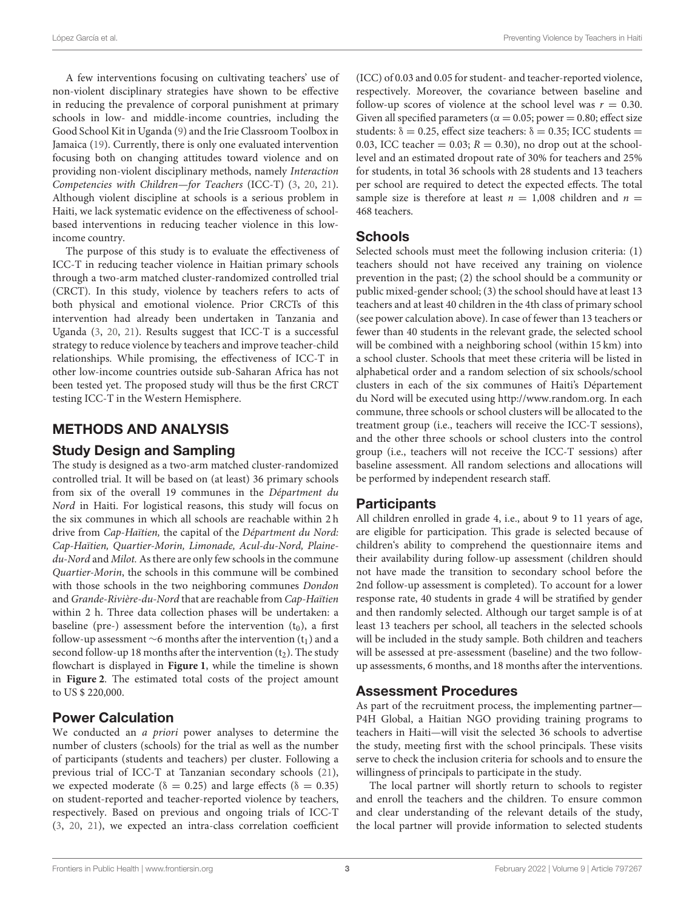A few interventions focusing on cultivating teachers' use of non-violent disciplinary strategies have shown to be effective in reducing the prevalence of corporal punishment at primary schools in low- and middle-income countries, including the Good School Kit in Uganda (9) and the Irie Classroom Toolbox in Jamaica (19). Currently, there is only one evaluated intervention focusing both on changing attitudes toward violence and on providing non-violent disciplinary methods, namely *Interaction Competencies with Children—for Teachers* (ICC-T) (3, 20, 21). Although violent discipline at schools is a serious problem in Haiti, we lack systematic evidence on the effectiveness of school-based interventions in reducing teacher violence in this low-income country.

The purpose of this study is to evaluate the effectiveness of ICC-T in reducing teacher violence in Haitian primary schools through a two-arm matched cluster-randomized controlled trial (CRCT). In this study, violence by teachers refers to acts of both physical and emotional violence. Prior CRCTs of this intervention had already been undertaken in Tanzania and Uganda (3, 20, 21). Results suggest that ICC-T is a successful strategy to reduce violence by teachers and improve teacher-child relationships. While promising, the effectiveness of ICC-T in other low-income countries outside sub-Saharan Africa has not been tested yet. The proposed study will thus be the first CRCT testing ICC-T in the Western Hemisphere.

## METHODS AND ANALYSIS

### Study Design and Sampling

The study is designed as a two-arm matched cluster-randomized controlled trial. It will be based on (at least) 36 primary schools from six of the overall 19 communes in the *Départment du Nord* in Haiti. For logistical reasons, this study will focus on the six communes in which all schools are reachable within 2 h drive from *Cap-Haïtien,* the capital of the *Départment du Nord: Cap-Haïtien, Quartier-Morin, Limonade, Acul-du-Nord, Plaine-du-Nord* and *Milot.* As there are only few schools in the commune *Quartier-Morin*, the schools in this commune will be combined with those schools in the two neighboring communes *Dondon* and *Grande-Rivière-du-Nord* that are reachable from *Cap-Haïtien* within 2 h. Three data collection phases will be undertaken: a baseline (pre-) assessment before the intervention ($t_0$), a first follow-up assessment ~6 months after the intervention ($t_1$) and a second follow-up 18 months after the intervention ($t_2$). The study flowchart is displayed in **Figure 1**, while the timeline is shown in **Figure 2**. The estimated total costs of the project amount to US $ 220,000.

### Power Calculation

We conducted an *a priori* power analyses to determine the number of clusters (schools) for the trial as well as the number of participants (students and teachers) per cluster. Following a previous trial of ICC-T at Tanzanian secondary schools (21), we expected moderate ($\delta = 0.25$) and large effects ($\delta = 0.35$) on student-reported and teacher-reported violence by teachers, respectively. Based on previous and ongoing trials of ICC-T (3, 20, 21), we expected an intra-class correlation coefficient (ICC) of 0.03 and 0.05 for student- and teacher-reported violence, respectively. Moreover, the covariance between baseline and follow-up scores of violence at the school level was $r = 0.30$. Given all specified parameters ($\alpha = 0.05$; power = 0.80; effect size students: $\delta = 0.25$, effect size teachers: $\delta = 0.35$; ICC students = 0.03, ICC teacher = 0.03; $R = 0.30$), no drop out at the school-level and an estimated dropout rate of 30% for teachers and 25% for students, in total 36 schools with 28 students and 13 teachers per school are required to detect the expected effects. The total sample size is therefore at least $n = 1,008$ children and $n = 468$ teachers.

### Schools

Selected schools must meet the following inclusion criteria: (1) teachers should not have received any training on violence prevention in the past; (2) the school should be a community or public mixed-gender school; (3) the school should have at least 13 teachers and at least 40 children in the 4th class of primary school (see power calculation above). In case of fewer than 13 teachers or fewer than 40 students in the relevant grade, the selected school will be combined with a neighboring school (within 15 km) into a school cluster. Schools that meet these criteria will be listed in alphabetical order and a random selection of six schools/school clusters in each of the six communes of Haiti's Département du Nord will be executed using http://www.random.org. In each commune, three schools or school clusters will be allocated to the treatment group (i.e., teachers will receive the ICC-T sessions), and the other three schools or school clusters into the control group (i.e., teachers will not receive the ICC-T sessions) after baseline assessment. All random selections and allocations will be performed by independent research staff.

### Participants

All children enrolled in grade 4, i.e., about 9 to 11 years of age, are eligible for participation. This grade is selected because of children's ability to comprehend the questionnaire items and their availability during follow-up assessment (children should not have made the transition to secondary school before the 2nd follow-up assessment is completed). To account for a lower response rate, 40 students in grade 4 will be stratified by gender and then randomly selected. Although our target sample is of at least 13 teachers per school, all teachers in the selected schools will be included in the study sample. Both children and teachers will be assessed at pre-assessment (baseline) and the two follow-up assessments, 6 months, and 18 months after the interventions.

### Assessment Procedures

As part of the recruitment process, the implementing partner—P4H Global, a Haitian NGO providing training programs to teachers in Haiti—will visit the selected 36 schools to advertise the study, meeting first with the school principals. These visits serve to check the inclusion criteria for schools and to ensure the willingness of principals to participate in the study.

The local partner will shortly return to schools to register and enroll the teachers and the children. To ensure common and clear understanding of the relevant details of the study, the local partner will provide information to selected students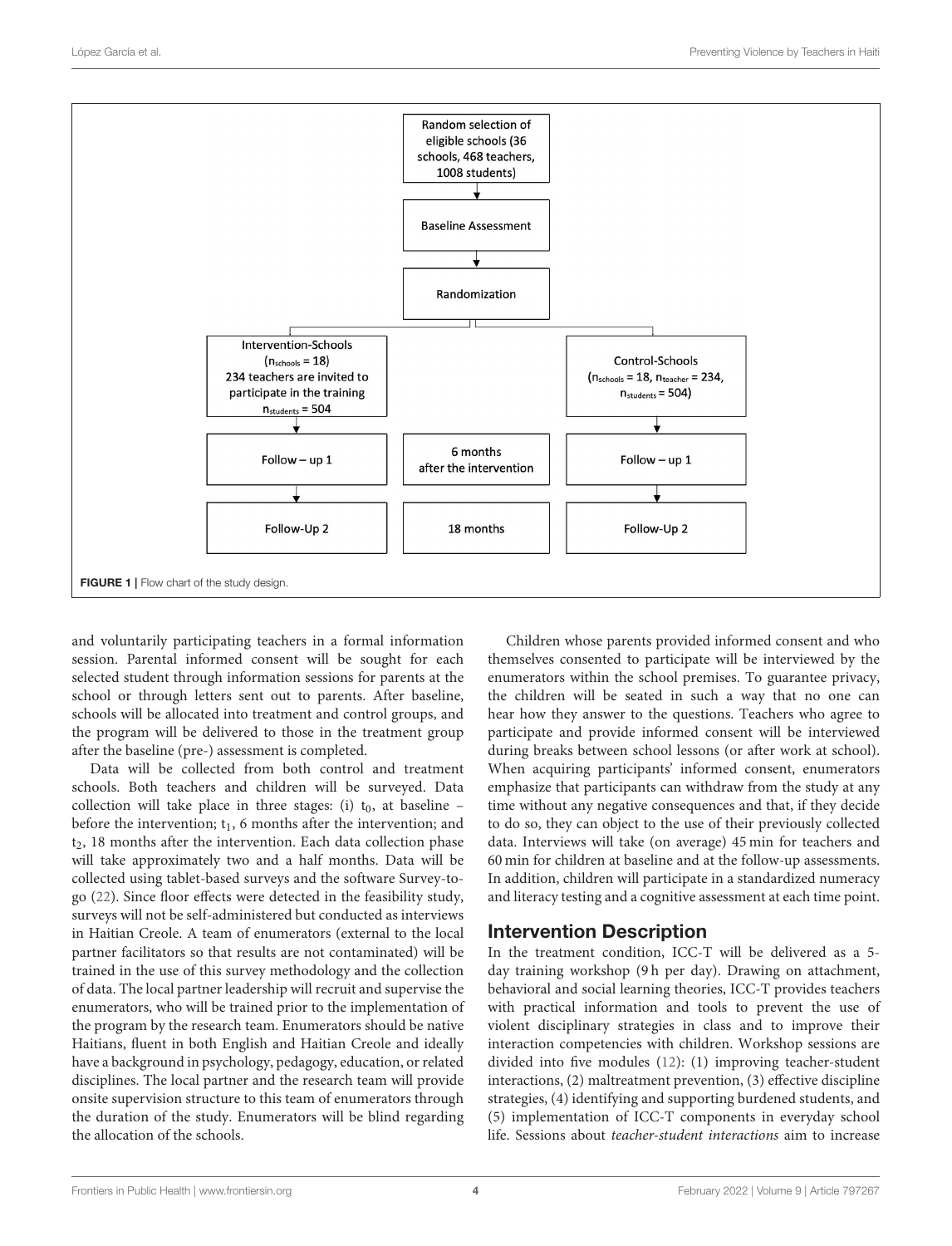Random selection of eligible schools (36 schools, 468 teachers, 1008 students)

Baseline Assessment

Randomization

Intervention-Schools ($n_{schools} = 18$) 234 teachers are invited to participate in the training $n_{students} = 504$

Control-Schools ($n_{schools} = 18$, $n_{teacher} = 234$, $n_{students} = 504$)

Follow – up 1 | 6 months after the intervention | Follow – up 1

Follow-Up 2 | 18 months | Follow-Up 2

**FIGURE 1** | Flow chart of the study design.

and voluntarily participating teachers in a formal information session. Parental informed consent will be sought for each selected student through information sessions for parents at the school or through letters sent out to parents. After baseline, schools will be allocated into treatment and control groups, and the program will be delivered to those in the treatment group after the baseline (pre-) assessment is completed.

Data will be collected from both control and treatment schools. Both teachers and children will be surveyed. Data collection will take place in three stages: (i) $t_0$, at baseline – before the intervention; $t_1$, 6 months after the intervention; and $t_2$, 18 months after the intervention. Each data collection phase will take approximately two and a half months. Data will be collected using tablet-based surveys and the software Survey-to-go (22). Since floor effects were detected in the feasibility study, surveys will not be self-administered but conducted as interviews in Haitian Creole. A team of enumerators (external to the local partner facilitators so that results are not contaminated) will be trained in the use of this survey methodology and the collection of data. The local partner leadership will recruit and supervise the enumerators, who will be trained prior to the implementation of the program by the research team. Enumerators should be native Haitians, fluent in both English and Haitian Creole and ideally have a background in psychology, pedagogy, education, or related disciplines. The local partner and the research team will provide onsite supervision structure to this team of enumerators through the duration of the study. Enumerators will be blind regarding the allocation of the schools.

Children whose parents provided informed consent and who themselves consented to participate will be interviewed by the enumerators within the school premises. To guarantee privacy, the children will be seated in such a way that no one can hear how they answer to the questions. Teachers who agree to participate and provide informed consent will be interviewed during breaks between school lessons (or after work at school). When acquiring participants' informed consent, enumerators emphasize that participants can withdraw from the study at any time without any negative consequences and that, if they decide to do so, they can object to the use of their previously collected data. Interviews will take (on average) 45 min for teachers and 60 min for children at baseline and at the follow-up assessments. In addition, children will participate in a standardized numeracy and literacy testing and a cognitive assessment at each time point.

## Intervention Description

In the treatment condition, ICC-T will be delivered as a 5-day training workshop (9 h per day). Drawing on attachment, behavioral and social learning theories, ICC-T provides teachers with practical information and tools to prevent the use of violent disciplinary strategies in class and to improve their interaction competencies with children. Workshop sessions are divided into five modules (12): (1) improving teacher-student interactions, (2) maltreatment prevention, (3) effective discipline strategies, (4) identifying and supporting burdened students, and (5) implementation of ICC-T components in everyday school life. Sessions about *teacher-student interactions* aim to increase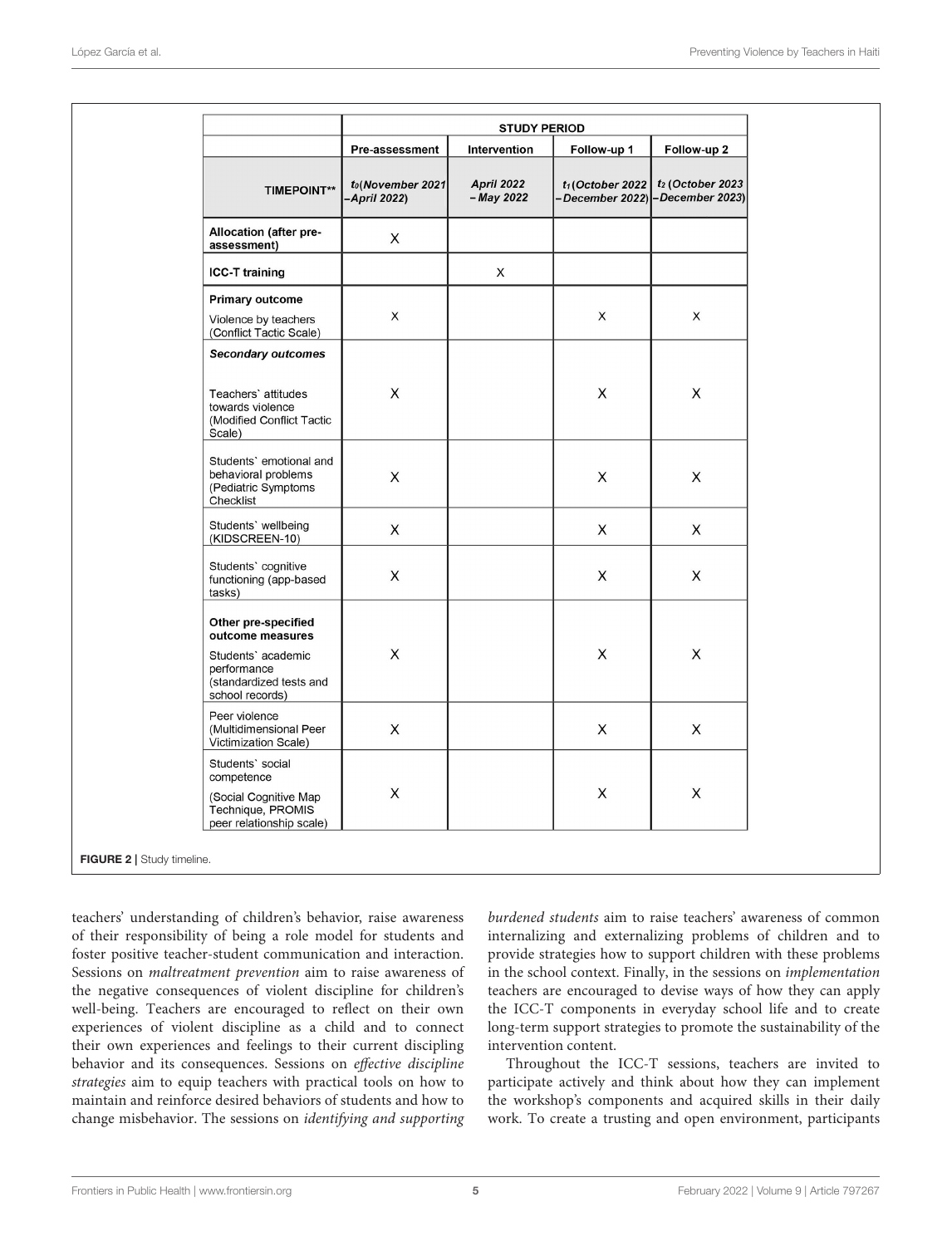| | STUDY PERIOD | | | |
|---|---|---|---|---|
| | Pre-assessment | Intervention | Follow-up 1 | Follow-up 2 |
| **TIMEPOINT**** | $t_0$ *(November 2021 – April 2022)* | *April 2022 – May 2022* | $t_1$ *(October 2022 – December 2022)* | $t_2$ *(October 2023 – December 2023)* |
| **Allocation (after pre-assessment)** | X | | | |
| **ICC-T training** | | X | | |
| **Primary outcome** Violence by teachers (Conflict Tactic Scale) | X | | X | X |
| ***Secondary outcomes*** Teachers` attitudes towards violence (Modified Conflict Tactic Scale) | X | | X | X |
| Students` emotional and behavioral problems (Pediatric Symptoms Checklist | X | | X | X |
| Students` wellbeing (KIDSCREEN-10) | X | | X | X |
| Students` cognitive functioning (app-based tasks) | X | | X | X |
| **Other pre-specified outcome measures** Students` academic performance (standardized tests and school records) | X | | X | X |
| Peer violence (Multidimensional Peer Victimization Scale) | X | | X | X |
| Students` social competence (Social Cognitive Map Technique, PROMIS peer relationship scale) | X | | X | X |

**FIGURE 2** | Study timeline.

teachers' understanding of children's behavior, raise awareness of their responsibility of being a role model for students and foster positive teacher-student communication and interaction. Sessions on *maltreatment prevention* aim to raise awareness of the negative consequences of violent discipline for children's well-being. Teachers are encouraged to reflect on their own experiences of violent discipline as a child and to connect their own experiences and feelings to their current discipling behavior and its consequences. Sessions on *effective discipline strategies* aim to equip teachers with practical tools on how to maintain and reinforce desired behaviors of students and how to change misbehavior. The sessions on *identifying and supporting burdened students* aim to raise teachers' awareness of common internalizing and externalizing problems of children and to provide strategies how to support children with these problems in the school context. Finally, in the sessions on *implementation* teachers are encouraged to devise ways of how they can apply the ICC-T components in everyday school life and to create long-term support strategies to promote the sustainability of the intervention content.

Throughout the ICC-T sessions, teachers are invited to participate actively and think about how they can implement the workshop's components and acquired skills in their daily work. To create a trusting and open environment, participants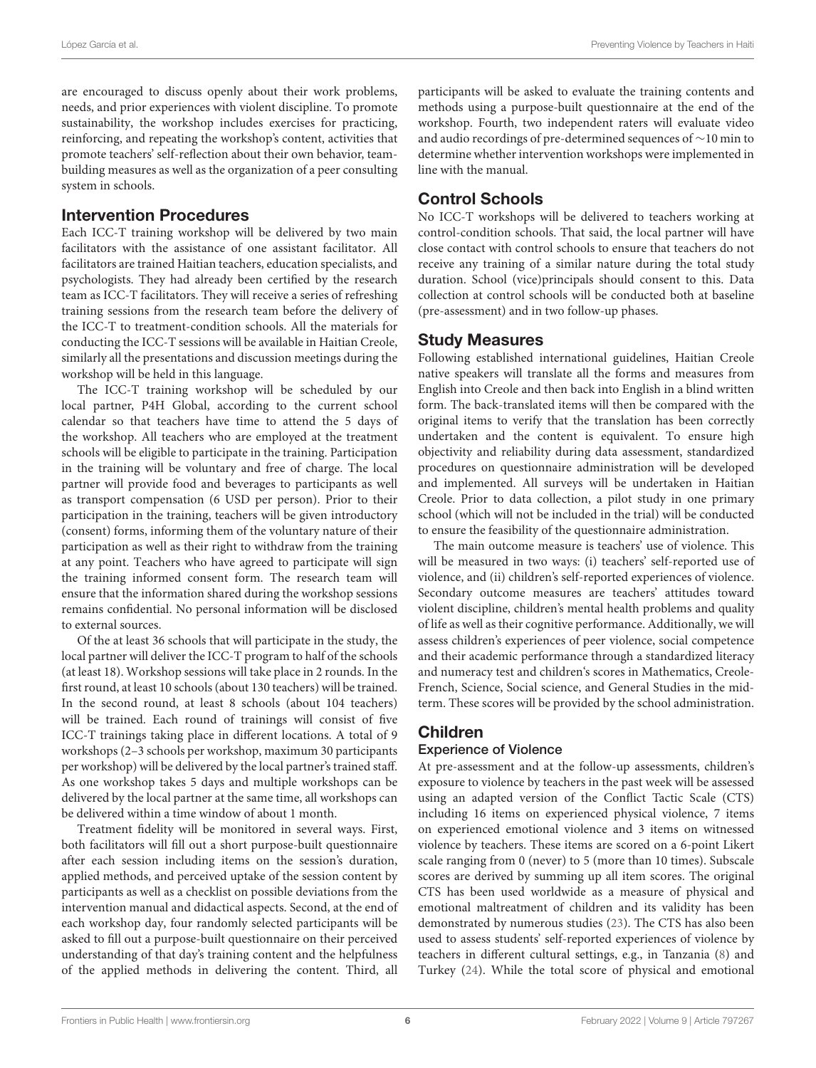are encouraged to discuss openly about their work problems, needs, and prior experiences with violent discipline. To promote sustainability, the workshop includes exercises for practicing, reinforcing, and repeating the workshop's content, activities that promote teachers' self-reflection about their own behavior, team-building measures as well as the organization of a peer consulting system in schools.

## Intervention Procedures

Each ICC-T training workshop will be delivered by two main facilitators with the assistance of one assistant facilitator. All facilitators are trained Haitian teachers, education specialists, and psychologists. They had already been certified by the research team as ICC-T facilitators. They will receive a series of refreshing training sessions from the research team before the delivery of the ICC-T to treatment-condition schools. All the materials for conducting the ICC-T sessions will be available in Haitian Creole, similarly all the presentations and discussion meetings during the workshop will be held in this language.

The ICC-T training workshop will be scheduled by our local partner, P4H Global, according to the current school calendar so that teachers have time to attend the 5 days of the workshop. All teachers who are employed at the treatment schools will be eligible to participate in the training. Participation in the training will be voluntary and free of charge. The local partner will provide food and beverages to participants as well as transport compensation (6 USD per person). Prior to their participation in the training, teachers will be given introductory (consent) forms, informing them of the voluntary nature of their participation as well as their right to withdraw from the training at any point. Teachers who have agreed to participate will sign the training informed consent form. The research team will ensure that the information shared during the workshop sessions remains confidential. No personal information will be disclosed to external sources.

Of the at least 36 schools that will participate in the study, the local partner will deliver the ICC-T program to half of the schools (at least 18). Workshop sessions will take place in 2 rounds. In the first round, at least 10 schools (about 130 teachers) will be trained. In the second round, at least 8 schools (about 104 teachers) will be trained. Each round of trainings will consist of five ICC-T trainings taking place in different locations. A total of 9 workshops (2–3 schools per workshop, maximum 30 participants per workshop) will be delivered by the local partner's trained staff. As one workshop takes 5 days and multiple workshops can be delivered by the local partner at the same time, all workshops can be delivered within a time window of about 1 month.

Treatment fidelity will be monitored in several ways. First, both facilitators will fill out a short purpose-built questionnaire after each session including items on the session's duration, applied methods, and perceived uptake of the session content by participants as well as a checklist on possible deviations from the intervention manual and didactical aspects. Second, at the end of each workshop day, four randomly selected participants will be asked to fill out a purpose-built questionnaire on their perceived understanding of that day's training content and the helpfulness of the applied methods in delivering the content. Third, all participants will be asked to evaluate the training contents and methods using a purpose-built questionnaire at the end of the workshop. Fourth, two independent raters will evaluate video and audio recordings of pre-determined sequences of ∼10 min to determine whether intervention workshops were implemented in line with the manual.

## Control Schools

No ICC-T workshops will be delivered to teachers working at control-condition schools. That said, the local partner will have close contact with control schools to ensure that teachers do not receive any training of a similar nature during the total study duration. School (vice)principals should consent to this. Data collection at control schools will be conducted both at baseline (pre-assessment) and in two follow-up phases.

## Study Measures

Following established international guidelines, Haitian Creole native speakers will translate all the forms and measures from English into Creole and then back into English in a blind written form. The back-translated items will then be compared with the original items to verify that the translation has been correctly undertaken and the content is equivalent. To ensure high objectivity and reliability during data assessment, standardized procedures on questionnaire administration will be developed and implemented. All surveys will be undertaken in Haitian Creole. Prior to data collection, a pilot study in one primary school (which will not be included in the trial) will be conducted to ensure the feasibility of the questionnaire administration.

The main outcome measure is teachers' use of violence. This will be measured in two ways: (i) teachers' self-reported use of violence, and (ii) children's self-reported experiences of violence. Secondary outcome measures are teachers' attitudes toward violent discipline, children's mental health problems and quality of life as well as their cognitive performance. Additionally, we will assess children's experiences of peer violence, social competence and their academic performance through a standardized literacy and numeracy test and children's scores in Mathematics, Creole-French, Science, Social science, and General Studies in the mid-term. These scores will be provided by the school administration.

## Children

### Experience of Violence

At pre-assessment and at the follow-up assessments, children's exposure to violence by teachers in the past week will be assessed using an adapted version of the Conflict Tactic Scale (CTS) including 16 items on experienced physical violence, 7 items on experienced emotional violence and 3 items on witnessed violence by teachers. These items are scored on a 6-point Likert scale ranging from 0 (never) to 5 (more than 10 times). Subscale scores are derived by summing up all item scores. The original CTS has been used worldwide as a measure of physical and emotional maltreatment of children and its validity has been demonstrated by numerous studies (23). The CTS has also been used to assess students' self-reported experiences of violence by teachers in different cultural settings, e.g., in Tanzania (8) and Turkey (24). While the total score of physical and emotional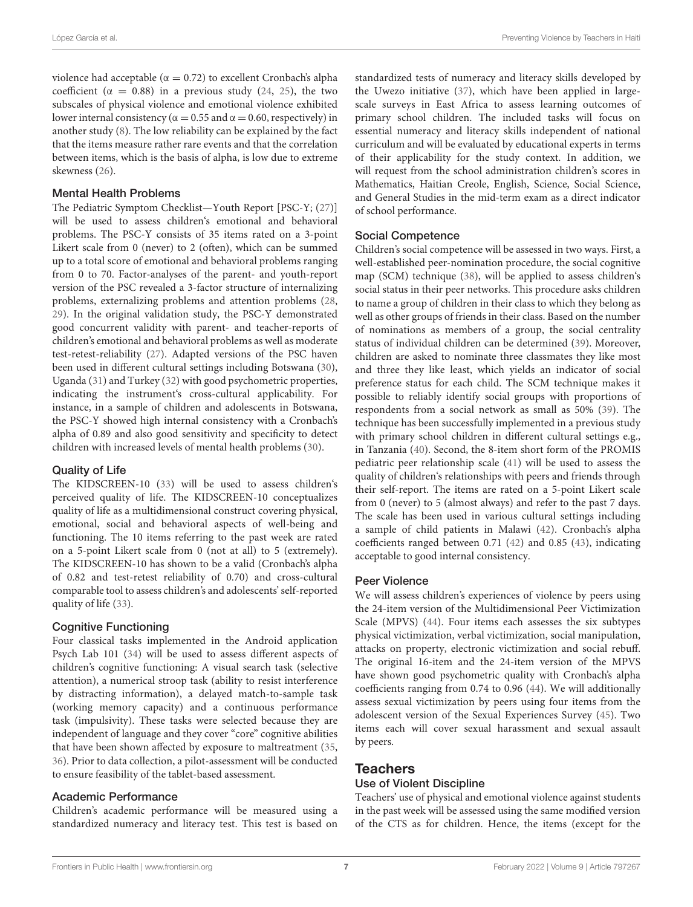violence had acceptable ($\alpha = 0.72$) to excellent Cronbach's alpha coefficient ($\alpha = 0.88$) in a previous study (24, 25), the two subscales of physical violence and emotional violence exhibited lower internal consistency ($\alpha = 0.55$ and $\alpha = 0.60$, respectively) in another study (8). The low reliability can be explained by the fact that the items measure rather rare events and that the correlation between items, which is the basis of alpha, is low due to extreme skewness (26).

### Mental Health Problems

The Pediatric Symptom Checklist—Youth Report [PSC-Y; (27)] will be used to assess children's emotional and behavioral problems. The PSC-Y consists of 35 items rated on a 3-point Likert scale from 0 (never) to 2 (often), which can be summed up to a total score of emotional and behavioral problems ranging from 0 to 70. Factor-analyses of the parent- and youth-report version of the PSC revealed a 3-factor structure of internalizing problems, externalizing problems and attention problems (28, 29). In the original validation study, the PSC-Y demonstrated good concurrent validity with parent- and teacher-reports of children's emotional and behavioral problems as well as moderate test-retest-reliability (27). Adapted versions of the PSC haven been used in different cultural settings including Botswana (30), Uganda (31) and Turkey (32) with good psychometric properties, indicating the instrument's cross-cultural applicability. For instance, in a sample of children and adolescents in Botswana, the PSC-Y showed high internal consistency with a Cronbach's alpha of 0.89 and also good sensitivity and specificity to detect children with increased levels of mental health problems (30).

### Quality of Life

The KIDSCREEN-10 (33) will be used to assess children's perceived quality of life. The KIDSCREEN-10 conceptualizes quality of life as a multidimensional construct covering physical, emotional, social and behavioral aspects of well-being and functioning. The 10 items referring to the past week are rated on a 5-point Likert scale from 0 (not at all) to 5 (extremely). The KIDSCREEN-10 has shown to be a valid (Cronbach's alpha of 0.82 and test-retest reliability of 0.70) and cross-cultural comparable tool to assess children's and adolescents' self-reported quality of life (33).

### Cognitive Functioning

Four classical tasks implemented in the Android application Psych Lab 101 (34) will be used to assess different aspects of children's cognitive functioning: A visual search task (selective attention), a numerical stroop task (ability to resist interference by distracting information), a delayed match-to-sample task (working memory capacity) and a continuous performance task (impulsivity). These tasks were selected because they are independent of language and they cover "core" cognitive abilities that have been shown affected by exposure to maltreatment (35, 36). Prior to data collection, a pilot-assessment will be conducted to ensure feasibility of the tablet-based assessment.

### Academic Performance

Children's academic performance will be measured using a standardized numeracy and literacy test. This test is based on standardized tests of numeracy and literacy skills developed by the Uwezo initiative (37), which have been applied in large-scale surveys in East Africa to assess learning outcomes of primary school children. The included tasks will focus on essential numeracy and literacy skills independent of national curriculum and will be evaluated by educational experts in terms of their applicability for the study context. In addition, we will request from the school administration children's scores in Mathematics, Haitian Creole, English, Science, Social Science, and General Studies in the mid-term exam as a direct indicator of school performance.

### Social Competence

Children's social competence will be assessed in two ways. First, a well-established peer-nomination procedure, the social cognitive map (SCM) technique (38), will be applied to assess children's social status in their peer networks. This procedure asks children to name a group of children in their class to which they belong as well as other groups of friends in their class. Based on the number of nominations as members of a group, the social centrality status of individual children can be determined (39). Moreover, children are asked to nominate three classmates they like most and three they like least, which yields an indicator of social preference status for each child. The SCM technique makes it possible to reliably identify social groups with proportions of respondents from a social network as small as 50% (39). The technique has been successfully implemented in a previous study with primary school children in different cultural settings e.g., in Tanzania (40). Second, the 8-item short form of the PROMIS pediatric peer relationship scale (41) will be used to assess the quality of children's relationships with peers and friends through their self-report. The items are rated on a 5-point Likert scale from 0 (never) to 5 (almost always) and refer to the past 7 days. The scale has been used in various cultural settings including a sample of child patients in Malawi (42). Cronbach's alpha coefficients ranged between 0.71 (42) and 0.85 (43), indicating acceptable to good internal consistency.

### Peer Violence

We will assess children's experiences of violence by peers using the 24-item version of the Multidimensional Peer Victimization Scale (MPVS) (44). Four items each assesses the six subtypes physical victimization, verbal victimization, social manipulation, attacks on property, electronic victimization and social rebuff. The original 16-item and the 24-item version of the MPVS have shown good psychometric quality with Cronbach's alpha coefficients ranging from 0.74 to 0.96 (44). We will additionally assess sexual victimization by peers using four items from the adolescent version of the Sexual Experiences Survey (45). Two items each will cover sexual harassment and sexual assault by peers.

## Teachers

### Use of Violent Discipline

Teachers' use of physical and emotional violence against students in the past week will be assessed using the same modified version of the CTS as for children. Hence, the items (except for the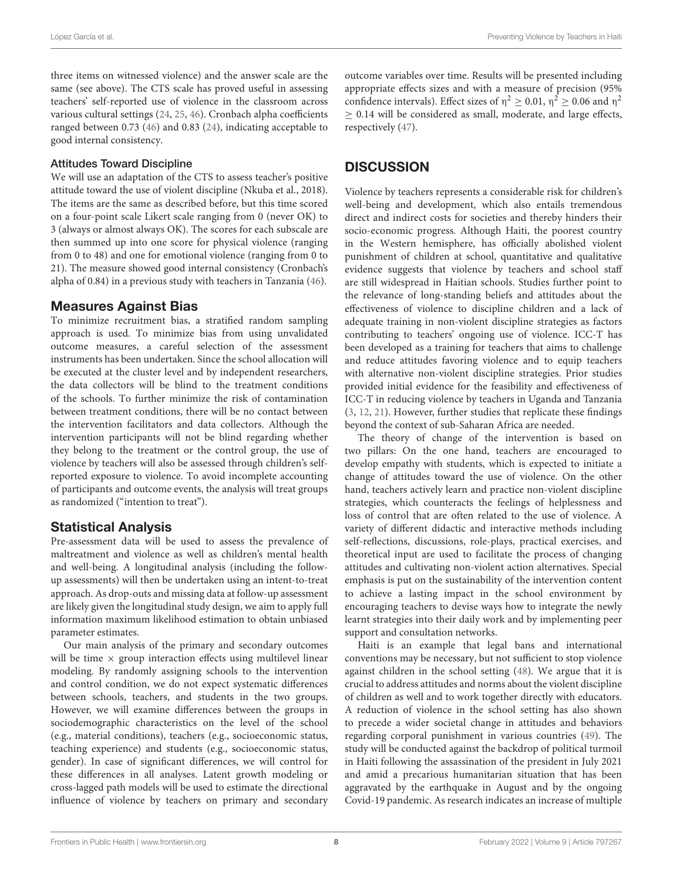three items on witnessed violence) and the answer scale are the same (see above). The CTS scale has proved useful in assessing teachers' self-reported use of violence in the classroom across various cultural settings (24, 25, 46). Cronbach alpha coefficients ranged between 0.73 (46) and 0.83 (24), indicating acceptable to good internal consistency.

#### Attitudes Toward Discipline

We will use an adaptation of the CTS to assess teacher's positive attitude toward the use of violent discipline (Nkuba et al., 2018). The items are the same as described before, but this time scored on a four-point scale Likert scale ranging from 0 (never OK) to 3 (always or almost always OK). The scores for each subscale are then summed up into one score for physical violence (ranging from 0 to 48) and one for emotional violence (ranging from 0 to 21). The measure showed good internal consistency (Cronbach's alpha of 0.84) in a previous study with teachers in Tanzania (46).

### Measures Against Bias

To minimize recruitment bias, a stratified random sampling approach is used. To minimize bias from using unvalidated outcome measures, a careful selection of the assessment instruments has been undertaken. Since the school allocation will be executed at the cluster level and by independent researchers, the data collectors will be blind to the treatment conditions of the schools. To further minimize the risk of contamination between treatment conditions, there will be no contact between the intervention facilitators and data collectors. Although the intervention participants will not be blind regarding whether they belong to the treatment or the control group, the use of violence by teachers will also be assessed through children's self-reported exposure to violence. To avoid incomplete accounting of participants and outcome events, the analysis will treat groups as randomized ("intention to treat").

### Statistical Analysis

Pre-assessment data will be used to assess the prevalence of maltreatment and violence as well as children's mental health and well-being. A longitudinal analysis (including the follow-up assessments) will then be undertaken using an intent-to-treat approach. As drop-outs and missing data at follow-up assessment are likely given the longitudinal study design, we aim to apply full information maximum likelihood estimation to obtain unbiased parameter estimates.

Our main analysis of the primary and secondary outcomes will be time × group interaction effects using multilevel linear modeling. By randomly assigning schools to the intervention and control condition, we do not expect systematic differences between schools, teachers, and students in the two groups. However, we will examine differences between the groups in sociodemographic characteristics on the level of the school (e.g., material conditions), teachers (e.g., socioeconomic status, teaching experience) and students (e.g., socioeconomic status, gender). In case of significant differences, we will control for these differences in all analyses. Latent growth modeling or cross-lagged path models will be used to estimate the directional influence of violence by teachers on primary and secondary outcome variables over time. Results will be presented including appropriate effects sizes and with a measure of precision (95% confidence intervals). Effect sizes of $\eta^2 \geq 0.01$, $\eta^2 \geq 0.06$ and $\eta^2 \geq 0.14$ will be considered as small, moderate, and large effects, respectively (47).

## DISCUSSION

Violence by teachers represents a considerable risk for children's well-being and development, which also entails tremendous direct and indirect costs for societies and thereby hinders their socio-economic progress. Although Haiti, the poorest country in the Western hemisphere, has officially abolished violent punishment of children at school, quantitative and qualitative evidence suggests that violence by teachers and school staff are still widespread in Haitian schools. Studies further point to the relevance of long-standing beliefs and attitudes about the effectiveness of violence to discipline children and a lack of adequate training in non-violent discipline strategies as factors contributing to teachers' ongoing use of violence. ICC-T has been developed as a training for teachers that aims to challenge and reduce attitudes favoring violence and to equip teachers with alternative non-violent discipline strategies. Prior studies provided initial evidence for the feasibility and effectiveness of ICC-T in reducing violence by teachers in Uganda and Tanzania (3, 12, 21). However, further studies that replicate these findings beyond the context of sub-Saharan Africa are needed.

The theory of change of the intervention is based on two pillars: On the one hand, teachers are encouraged to develop empathy with students, which is expected to initiate a change of attitudes toward the use of violence. On the other hand, teachers actively learn and practice non-violent discipline strategies, which counteracts the feelings of helplessness and loss of control that are often related to the use of violence. A variety of different didactic and interactive methods including self-reflections, discussions, role-plays, practical exercises, and theoretical input are used to facilitate the process of changing attitudes and cultivating non-violent action alternatives. Special emphasis is put on the sustainability of the intervention content to achieve a lasting impact in the school environment by encouraging teachers to devise ways how to integrate the newly learnt strategies into their daily work and by implementing peer support and consultation networks.

Haiti is an example that legal bans and international conventions may be necessary, but not sufficient to stop violence against children in the school setting (48). We argue that it is crucial to address attitudes and norms about the violent discipline of children as well and to work together directly with educators. A reduction of violence in the school setting has also shown to precede a wider societal change in attitudes and behaviors regarding corporal punishment in various countries (49). The study will be conducted against the backdrop of political turmoil in Haiti following the assassination of the president in July 2021 and amid a precarious humanitarian situation that has been aggravated by the earthquake in August and by the ongoing Covid-19 pandemic. As research indicates an increase of multiple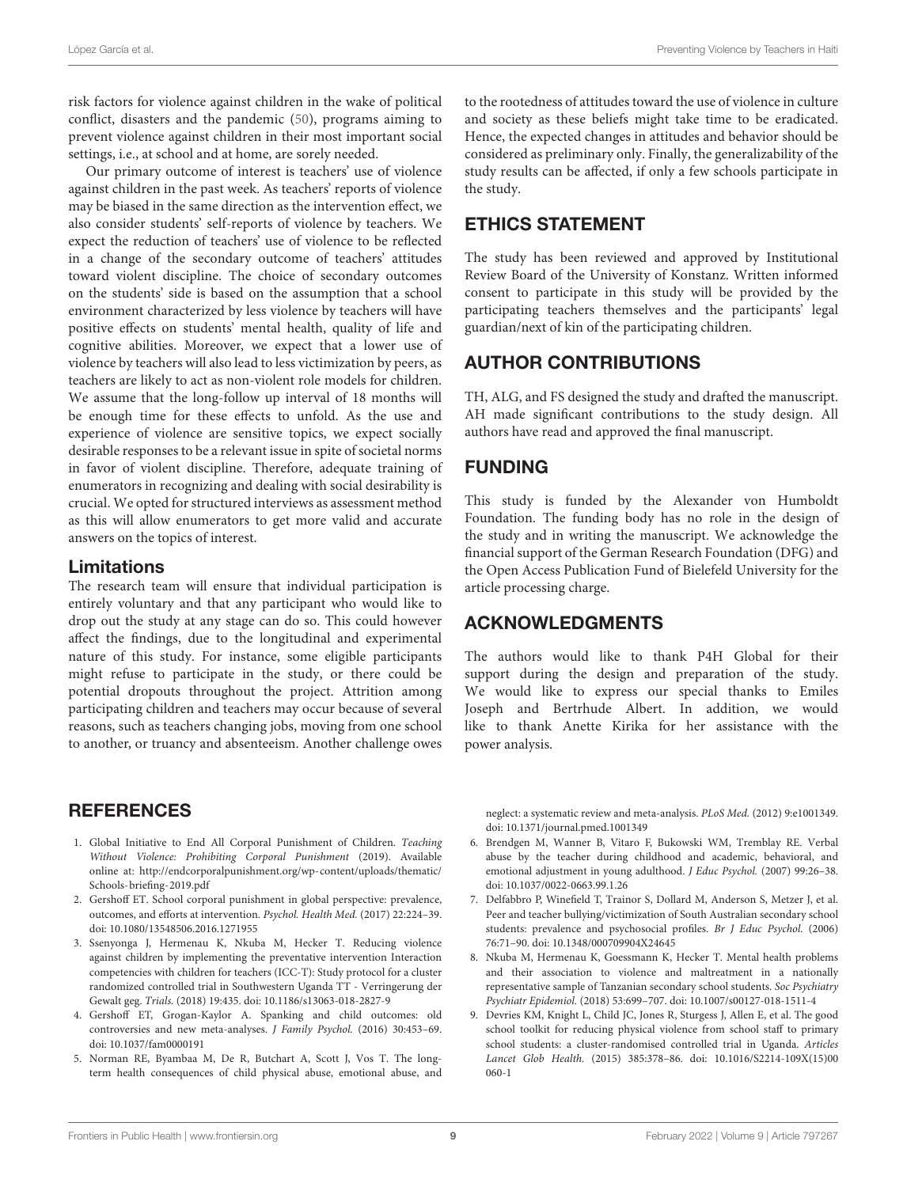risk factors for violence against children in the wake of political conflict, disasters and the pandemic (50), programs aiming to prevent violence against children in their most important social settings, i.e., at school and at home, are sorely needed.

Our primary outcome of interest is teachers' use of violence against children in the past week. As teachers' reports of violence may be biased in the same direction as the intervention effect, we also consider students' self-reports of violence by teachers. We expect the reduction of teachers' use of violence to be reflected in a change of the secondary outcome of teachers' attitudes toward violent discipline. The choice of secondary outcomes on the students' side is based on the assumption that a school environment characterized by less violence by teachers will have positive effects on students' mental health, quality of life and cognitive abilities. Moreover, we expect that a lower use of violence by teachers will also lead to less victimization by peers, as teachers are likely to act as non-violent role models for children. We assume that the long-follow up interval of 18 months will be enough time for these effects to unfold. As the use and experience of violence are sensitive topics, we expect socially desirable responses to be a relevant issue in spite of societal norms in favor of violent discipline. Therefore, adequate training of enumerators in recognizing and dealing with social desirability is crucial. We opted for structured interviews as assessment method as this will allow enumerators to get more valid and accurate answers on the topics of interest.

### Limitations

The research team will ensure that individual participation is entirely voluntary and that any participant who would like to drop out the study at any stage can do so. This could however affect the findings, due to the longitudinal and experimental nature of this study. For instance, some eligible participants might refuse to participate in the study, or there could be potential dropouts throughout the project. Attrition among participating children and teachers may occur because of several reasons, such as teachers changing jobs, moving from one school to another, or truancy and absenteeism. Another challenge owes to the rootedness of attitudes toward the use of violence in culture and society as these beliefs might take time to be eradicated. Hence, the expected changes in attitudes and behavior should be considered as preliminary only. Finally, the generalizability of the study results can be affected, if only a few schools participate in the study.

## ETHICS STATEMENT

The study has been reviewed and approved by Institutional Review Board of the University of Konstanz. Written informed consent to participate in this study will be provided by the participating teachers themselves and the participants' legal guardian/next of kin of the participating children.

## AUTHOR CONTRIBUTIONS

TH, ALG, and FS designed the study and drafted the manuscript. AH made significant contributions to the study design. All authors have read and approved the final manuscript.

## FUNDING

This study is funded by the Alexander von Humboldt Foundation. The funding body has no role in the design of the study and in writing the manuscript. We acknowledge the financial support of the German Research Foundation (DFG) and the Open Access Publication Fund of Bielefeld University for the article processing charge.

## ACKNOWLEDGMENTS

The authors would like to thank P4H Global for their support during the design and preparation of the study. We would like to express our special thanks to Emiles Joseph and Bertrhude Albert. In addition, we would like to thank Anette Kirika for her assistance with the power analysis.

## REFERENCES

1. Global Initiative to End All Corporal Punishment of Children. *Teaching Without Violence: Prohibiting Corporal Punishment* (2019). Available online at: http://endcorporalpunishment.org/wp-content/uploads/thematic/Schools-briefing-2019.pdf
2. Gershoff ET. School corporal punishment in global perspective: prevalence, outcomes, and efforts at intervention. *Psychol. Health Med.* (2017) 22:224–39. doi: 10.1080/13548506.2016.1271955
3. Ssenyonga J, Hermenau K, Nkuba M, Hecker T. Reducing violence against children by implementing the preventative intervention Interaction competencies with children for teachers (ICC-T): Study protocol for a cluster randomized controlled trial in Southwestern Uganda TT - Verringerung der Gewalt geg. *Trials.* (2018) 19:435. doi: 10.1186/s13063-018-2827-9
4. Gershoff ET, Grogan-Kaylor A. Spanking and child outcomes: old controversies and new meta-analyses. *J Family Psychol.* (2016) 30:453–69. doi: 10.1037/fam0000191
5. Norman RE, Byambaa M, De R, Butchart A, Scott J, Vos T. The long-term health consequences of child physical abuse, emotional abuse, and neglect: a systematic review and meta-analysis. *PLoS Med.* (2012) 9:e1001349. doi: 10.1371/journal.pmed.1001349
6. Brendgen M, Wanner B, Vitaro F, Bukowski WM, Tremblay RE. Verbal abuse by the teacher during childhood and academic, behavioral, and emotional adjustment in young adulthood. *J Educ Psychol.* (2007) 99:26–38. doi: 10.1037/0022-0663.99.1.26
7. Delfabbro P, Winefield T, Trainor S, Dollard M, Anderson S, Metzer J, et al. Peer and teacher bullying/victimization of South Australian secondary school students: prevalence and psychosocial profiles. *Br J Educ Psychol.* (2006) 76:71–90. doi: 10.1348/000709904X24645
8. Nkuba M, Hermenau K, Goessmann K, Hecker T. Mental health problems and their association to violence and maltreatment in a nationally representative sample of Tanzanian secondary school students. *Soc Psychiatry Psychiatr Epidemiol.* (2018) 53:699–707. doi: 10.1007/s00127-018-1511-4
9. Devries KM, Knight L, Child JC, Jones R, Sturgess J, Allen E, et al. The good school toolkit for reducing physical violence from school staff to primary school students: a cluster-randomised controlled trial in Uganda. *Articles Lancet Glob Health.* (2015) 385:378–86. doi: 10.1016/S2214-109X(15)00060-1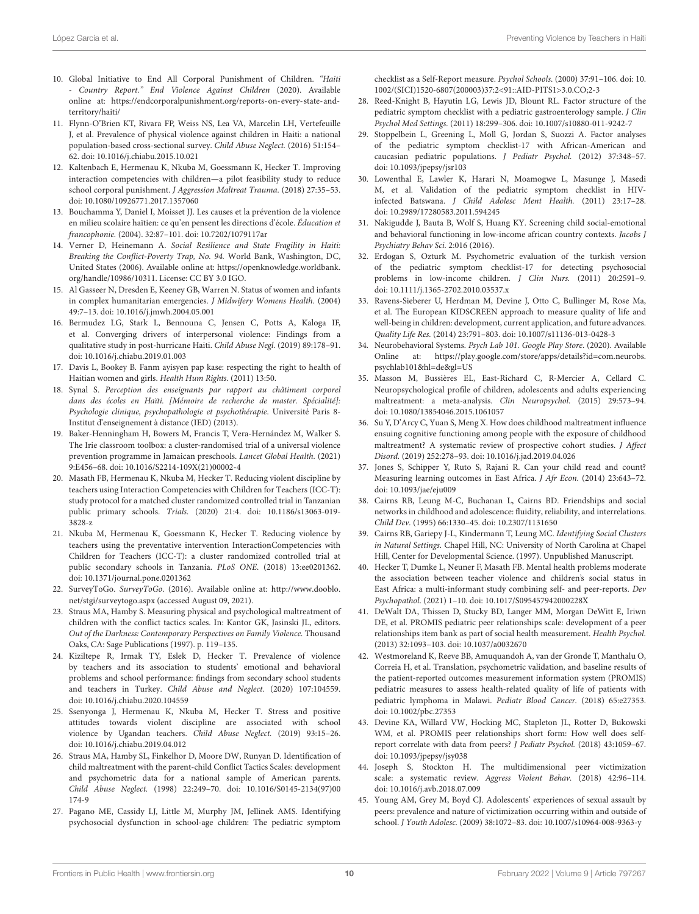10. Global Initiative to End All Corporal Punishment of Children. *"Haiti - Country Report." End Violence Against Children* (2020). Available online at: https://endcorporalpunishment.org/reports-on-every-state-and-territory/haiti/
11. Flynn-O'Brien KT, Rivara FP, Weiss NS, Lea VA, Marcelin LH, Vertefeuille J, et al. Prevalence of physical violence against children in Haiti: a national population-based cross-sectional survey. *Child Abuse Neglect.* (2016) 51:154–62. doi: 10.1016/j.chiabu.2015.10.021
12. Kaltenbach E, Hermenau K, Nkuba M, Goessmann K, Hecker T. Improving interaction competencies with children—a pilot feasibility study to reduce school corporal punishment. *J Aggression Maltreat Trauma.* (2018) 27:35–53. doi: 10.1080/10926771.2017.1357060
13. Bouchamma Y, Daniel I, Moisset JJ. Les causes et la prévention de la violence en milieu scolaire haïtien: ce qu'en pensent les directions d'école. *Éducation et francophonie.* (2004). 32:87–101. doi: 10.7202/1079117ar
14. Verner D, Heinemann A. *Social Resilience and State Fragility in Haiti: Breaking the Conflict-Poverty Trap, No. 94.* World Bank, Washington, DC, United States (2006). Available online at: https://openknowledge.worldbank.org/handle/10986/10311. License: CC BY 3.0 IGO.
15. Al Gasseer N, Dresden E, Keeney GB, Warren N. Status of women and infants in complex humanitarian emergencies. *J Midwifery Womens Health.* (2004) 49:7–13. doi: 10.1016/j.jmwh.2004.05.001
16. Bermudez LG, Stark L, Bennouna C, Jensen C, Potts A, Kaloga IF, et al. Converging drivers of interpersonal violence: Findings from a qualitative study in post-hurricane Haiti. *Child Abuse Negl.* (2019) 89:178–91. doi: 10.1016/j.chiabu.2019.01.003
17. Davis L, Bookey B. Fanm ayisyen pap kase: respecting the right to health of Haitian women and girls. *Health Hum Rights.* (2011) 13:50.
18. Synal S. *Perception des enseignants par rapport au châtiment corporel dans des écoles en Haïti. [Mémoire de recherche de master. Spécialité]: Psychologie clinique, psychopathologie et psychothérapie*. Université Paris 8-Institut d'enseignement à distance (IED) (2013).
19. Baker-Henningham H, Bowers M, Francis T, Vera-Hernández M, Walker S. The Irie classroom toolbox: a cluster-randomised trial of a universal violence prevention programme in Jamaican preschools. *Lancet Global Health.* (2021) 9:E456–68. doi: 10.1016/S2214-109X(21)00002-4
20. Masath FB, Hermenau K, Nkuba M, Hecker T. Reducing violent discipline by teachers using Interaction Competencies with Children for Teachers (ICC-T): study protocol for a matched cluster randomized controlled trial in Tanzanian public primary schools. *Trials.* (2020) 21:4. doi: 10.1186/s13063-019-3828-z
21. Nkuba M, Hermenau K, Goessmann K, Hecker T. Reducing violence by teachers using the preventative intervention InteractionCompetencies with Children for Teachers (ICC-T): a cluster randomized controlled trial at public secondary schools in Tanzania. *PLoS ONE.* (2018) 13:ee0201362. doi: 10.1371/journal.pone.0201362
22. SurveyToGo. *SurveyToGo.* (2016). Available online at: http://www.dooblo.net/stgi/surveytogo.aspx (accessed August 09, 2021).
23. Straus MA, Hamby S. Measuring physical and psychological maltreatment of children with the conflict tactics scales. In: Kantor GK, Jasinski JL, editors. *Out of the Darkness: Contemporary Perspectives on Family Violence.* Thousand Oaks, CA: Sage Publications (1997). p. 119–135.
24. Kiziltepe R, Irmak TY, Eslek D, Hecker T. Prevalence of violence by teachers and its association to students' emotional and behavioral problems and school performance: findings from secondary school students and teachers in Turkey. *Child Abuse and Neglect.* (2020) 107:104559. doi: 10.1016/j.chiabu.2020.104559
25. Ssenyonga J, Hermenau K, Nkuba M, Hecker T. Stress and positive attitudes towards violent discipline are associated with school violence by Ugandan teachers. *Child Abuse Neglect.* (2019) 93:15–26. doi: 10.1016/j.chiabu.2019.04.012
26. Straus MA, Hamby SL, Finkelhor D, Moore DW, Runyan D. Identification of child maltreatment with the parent-child Conflict Tactics Scales: development and psychometric data for a national sample of American parents. *Child Abuse Neglect.* (1998) 22:249–70. doi: 10.1016/S0145-2134(97)00174-9
27. Pagano ME, Cassidy LJ, Little M, Murphy JM, Jellinek AMS. Identifying psychosocial dysfunction in school-age children: The pediatric symptom checklist as a Self-Report measure. *Psychol Schools.* (2000) 37:91–106. doi: 10.1002/(SICI)1520-6807(200003)37:2<91::AID-PITS1>3.0.CO;2-3
28. Reed-Knight B, Hayutin LG, Lewis JD, Blount RL. Factor structure of the pediatric symptom checklist with a pediatric gastroenterology sample. *J Clin Psychol Med Settings.* (2011) 18:299–306. doi: 10.1007/s10880-011-9242-7
29. Stoppelbein L, Greening L, Moll G, Jordan S, Suozzi A. Factor analyses of the pediatric symptom checklist-17 with African-American and caucasian pediatric populations. *J Pediatr Psychol.* (2012) 37:348–57. doi: 10.1093/jpepsy/jsr103
30. Lowenthal E, Lawler K, Harari N, Moamogwe L, Masunge J, Masedi M, et al. Validation of the pediatric symptom checklist in HIV-infected Batswana. *J Child Adolesc Ment Health.* (2011) 23:17–28. doi: 10.2989/17280583.2011.594245
31. Nakigudde J, Bauta B, Wolf S, Huang KY. Screening child social-emotional and behavioral functioning in low-income african country contexts. *Jacobs J Psychiatry Behav Sci.* 2:016 (2016).
32. Erdogan S, Ozturk M. Psychometric evaluation of the turkish version of the pediatric symptom checklist-17 for detecting psychosocial problems in low-income children. *J Clin Nurs.* (2011) 20:2591–9. doi: 10.1111/j.1365-2702.2010.03537.x
33. Ravens-Sieberer U, Herdman M, Devine J, Otto C, Bullinger M, Rose Ma, et al. The European KIDSCREEN approach to measure quality of life and well-being in children: development, current application, and future advances. *Quality Life Res.* (2014) 23:791–803. doi: 10.1007/s11136-013-0428-3
34. Neurobehavioral Systems. *Psych Lab 101. Google Play Store.* (2020). Available Online at: https://play.google.com/store/apps/details?id=com.neurobs.psychlab101&hl=de&gl=US
35. Masson M, Bussières EL, East-Richard C, R-Mercier A, Cellard C. Neuropsychological profile of children, adolescents and adults experiencing maltreatment: a meta-analysis. *Clin Neuropsychol.* (2015) 29:573–94. doi: 10.1080/13854046.2015.1061057
36. Su Y, D'Arcy C, Yuan S, Meng X. How does childhood maltreatment influence ensuing cognitive functioning among people with the exposure of childhood maltreatment? A systematic review of prospective cohort studies. *J Affect Disord.* (2019) 252:278–93. doi: 10.1016/j.jad.2019.04.026
37. Jones S, Schipper Y, Ruto S, Rajani R. Can your child read and count? Measuring learning outcomes in East Africa. *J Afr Econ.* (2014) 23:643–72. doi: 10.1093/jae/eju009
38. Cairns RB, Leung M-C, Buchanan L, Cairns BD. Friendships and social networks in childhood and adolescence: fluidity, reliability, and interrelations. *Child Dev.* (1995) 66:1330–45. doi: 10.2307/1131650
39. Cairns RB, Gariepy J-L, Kindermann T, Leung MC. *Identifying Social Clusters in Natural Settings.* Chapel Hill, NC: University of North Carolina at Chapel Hill, Center for Developmental Science. (1997). Unpublished Manuscript.
40. Hecker T, Dumke L, Neuner F, Masath FB. Mental health problems moderate the association between teacher violence and children's social status in East Africa: a multi-informant study combining self- and peer-reports. *Dev Psychopathol.* (2021) 1–10. doi: 10.1017/S095457942000228X
41. DeWalt DA, Thissen D, Stucky BD, Langer MM, Morgan DeWitt E, Iriwn DE, et al. PROMIS pediatric peer relationships scale: development of a peer relationships item bank as part of social health measurement. *Health Psychol.* (2013) 32:1093–103. doi: 10.1037/a0032670
42. Westmoreland K, Reeve BB, Amuquandoh A, van der Gronde T, Manthalu O, Correia H, et al. Translation, psychometric validation, and baseline results of the patient-reported outcomes measurement information system (PROMIS) pediatric measures to assess health-related quality of life of patients with pediatric lymphoma in Malawi. *Pediatr Blood Cancer.* (2018) 65:e27353. doi: 10.1002/pbc.27353
43. Devine KA, Willard VW, Hocking MC, Stapleton JL, Rotter D, Bukowski WM, et al. PROMIS peer relationships short form: How well does self-report correlate with data from peers? *J Pediatr Psychol.* (2018) 43:1059–67. doi: 10.1093/jpepsy/jsy038
44. Joseph S, Stockton H. The multidimensional peer victimization scale: a systematic review. *Aggress Violent Behav.* (2018) 42:96–114. doi: 10.1016/j.avb.2018.07.009
45. Young AM, Grey M, Boyd CJ. Adolescents' experiences of sexual assault by peers: prevalence and nature of victimization occurring within and outside of school. *J Youth Adolesc.* (2009) 38:1072–83. doi: 10.1007/s10964-008-9363-y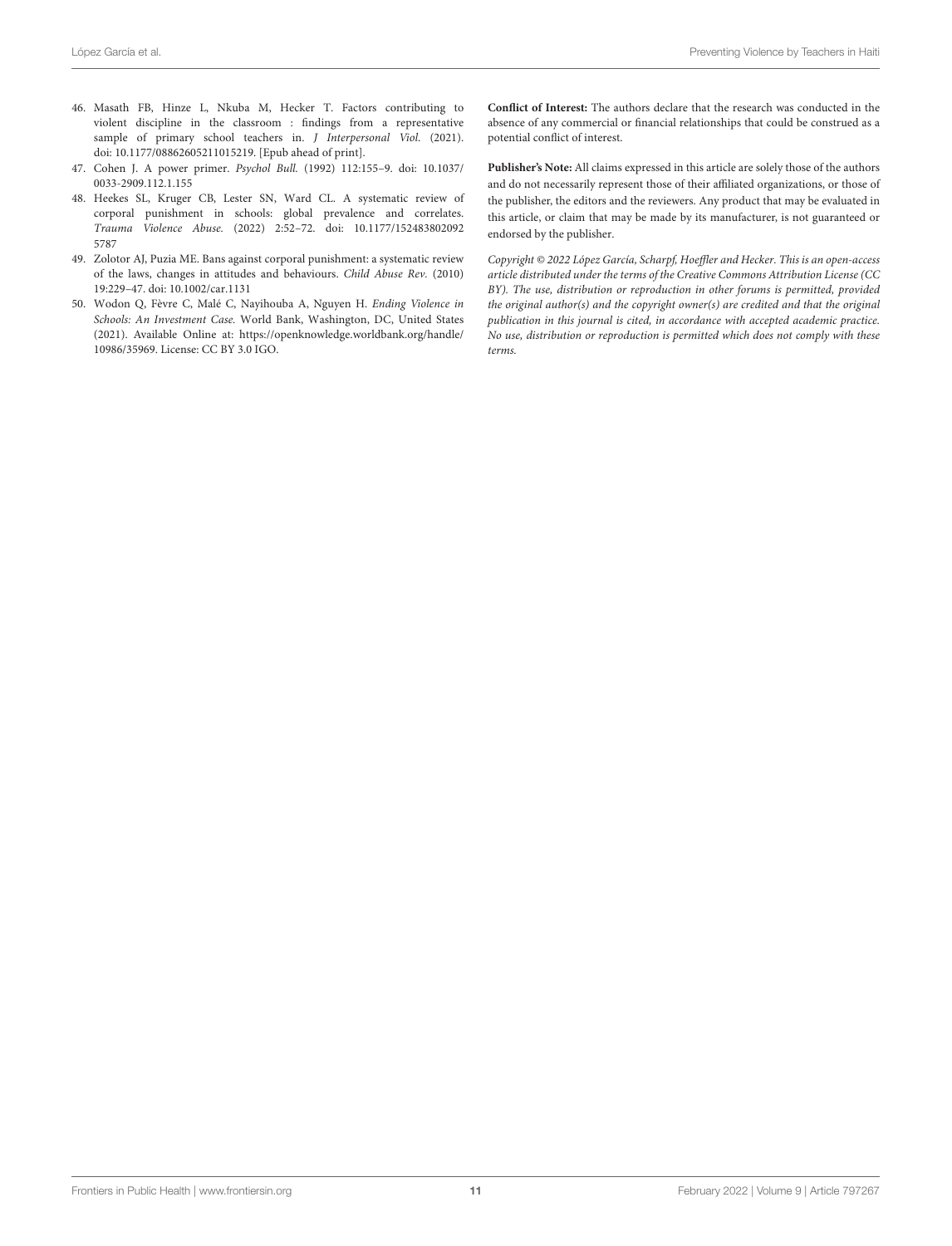46. Masath FB, Hinze L, Nkuba M, Hecker T. Factors contributing to violent discipline in the classroom : findings from a representative sample of primary school teachers in. *J Interpersonal Viol.* (2021). doi: 10.1177/08862605211015219. [Epub ahead of print].
47. Cohen J. A power primer. *Psychol Bull.* (1992) 112:155–9. doi: 10.1037/0033-2909.112.1.155
48. Heekes SL, Kruger CB, Lester SN, Ward CL. A systematic review of corporal punishment in schools: global prevalence and correlates. *Trauma Violence Abuse.* (2022) 2:52–72. doi: 10.1177/1524838020925787
49. Zolotor AJ, Puzia ME. Bans against corporal punishment: a systematic review of the laws, changes in attitudes and behaviours. *Child Abuse Rev.* (2010) 19:229–47. doi: 10.1002/car.1131
50. Wodon Q, Fèvre C, Malé C, Nayihouba A, Nguyen H. *Ending Violence in Schools: An Investment Case.* World Bank, Washington, DC, United States (2021). Available Online at: https://openknowledge.worldbank.org/handle/10986/35969. License: CC BY 3.0 IGO.

**Conflict of Interest:** The authors declare that the research was conducted in the absence of any commercial or financial relationships that could be construed as a potential conflict of interest.

**Publisher's Note:** All claims expressed in this article are solely those of the authors and do not necessarily represent those of their affiliated organizations, or those of the publisher, the editors and the reviewers. Any product that may be evaluated in this article, or claim that may be made by its manufacturer, is not guaranteed or endorsed by the publisher.

*Copyright © 2022 López García, Scharpf, Hoeffler and Hecker. This is an open-access article distributed under the terms of the Creative Commons Attribution License (CC BY). The use, distribution or reproduction in other forums is permitted, provided the original author(s) and the copyright owner(s) are credited and that the original publication in this journal is cited, in accordance with accepted academic practice. No use, distribution or reproduction is permitted which does not comply with these terms.*